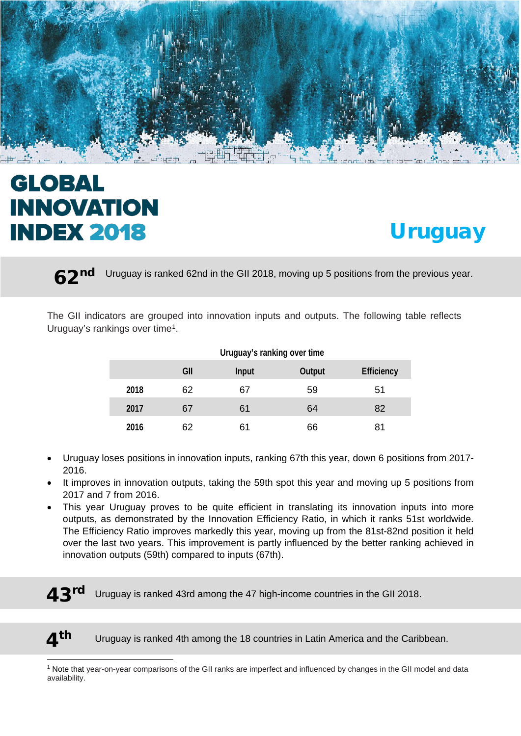# GLOBAL INNOVATION INDEX 2018

# Uruguay

**62nd** Uruguay is ranked 62nd in the GII 2018, moving up 5 positions from the previous year.

The GII indicators are grouped into innovation inputs and outputs. The following table reflects Uruguay's rankings over time[1].

**Uruguay's ranking over time**

| | GII | Input | Output | Efficiency |
|---|---|---|---|---|
| **2018** | 62 | 67 | 59 | 51 |
| **2017** | 67 | 61 | 64 | 82 |
| **2016** | 62 | 61 | 66 | 81 |

- Uruguay loses positions in innovation inputs, ranking 67th this year, down 6 positions from 2017-2016.
- It improves in innovation outputs, taking the 59th spot this year and moving up 5 positions from 2017 and 7 from 2016.
- This year Uruguay proves to be quite efficient in translating its innovation inputs into more outputs, as demonstrated by the Innovation Efficiency Ratio, in which it ranks 51st worldwide. The Efficiency Ratio improves markedly this year, moving up from the 81st-82nd position it held over the last two years. This improvement is partly influenced by the better ranking achieved in innovation outputs (59th) compared to inputs (67th).

**43rd** Uruguay is ranked 43rd among the 47 high-income countries in the GII 2018.

**4th** Uruguay is ranked 4th among the 18 countries in Latin America and the Caribbean.

[1] Note that year-on-year comparisons of the GII ranks are imperfect and influenced by changes in the GII model and data availability.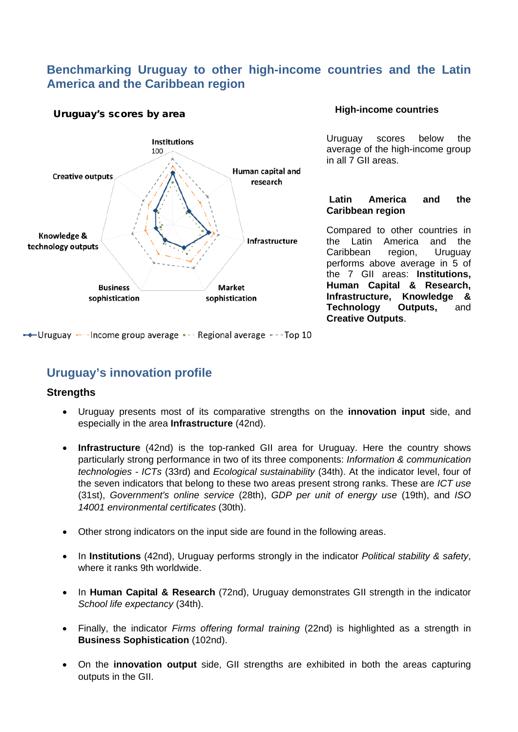## Benchmarking Uruguay to other high-income countries and the Latin America and the Caribbean region

**Uruguay's scores by area**

Institutions
100

Creative outputs

Human capital and research

Knowledge & technology outputs

Infrastructure

Business sophistication

Market sophistication

Uruguay — Income group average ··· Regional average --- Top 10

### High-income countries

Uruguay scores below the average of the high-income group in all 7 GII areas.

### Latin America and the Caribbean region

Compared to other countries in the Latin America and the Caribbean region, Uruguay performs above average in 5 of the 7 GII areas: **Institutions, Human Capital & Research, Infrastructure, Knowledge & Technology Outputs,** and **Creative Outputs**.

## Uruguay's innovation profile

### Strengths

- Uruguay presents most of its comparative strengths on the **innovation input** side, and especially in the area **Infrastructure** (42nd).
- **Infrastructure** (42nd) is the top-ranked GII area for Uruguay. Here the country shows particularly strong performance in two of its three components: *Information & communication technologies - ICTs* (33rd) and *Ecological sustainability* (34th). At the indicator level, four of the seven indicators that belong to these two areas present strong ranks. These are *ICT use* (31st), *Government's online service* (28th), *GDP per unit of energy use* (19th), and *ISO 14001 environmental certificates* (30th).
- Other strong indicators on the input side are found in the following areas.
- In **Institutions** (42nd), Uruguay performs strongly in the indicator *Political stability & safety*, where it ranks 9th worldwide.
- In **Human Capital & Research** (72nd), Uruguay demonstrates GII strength in the indicator *School life expectancy* (34th).
- Finally, the indicator *Firms offering formal training* (22nd) is highlighted as a strength in **Business Sophistication** (102nd).
- On the **innovation output** side, GII strengths are exhibited in both the areas capturing outputs in the GII.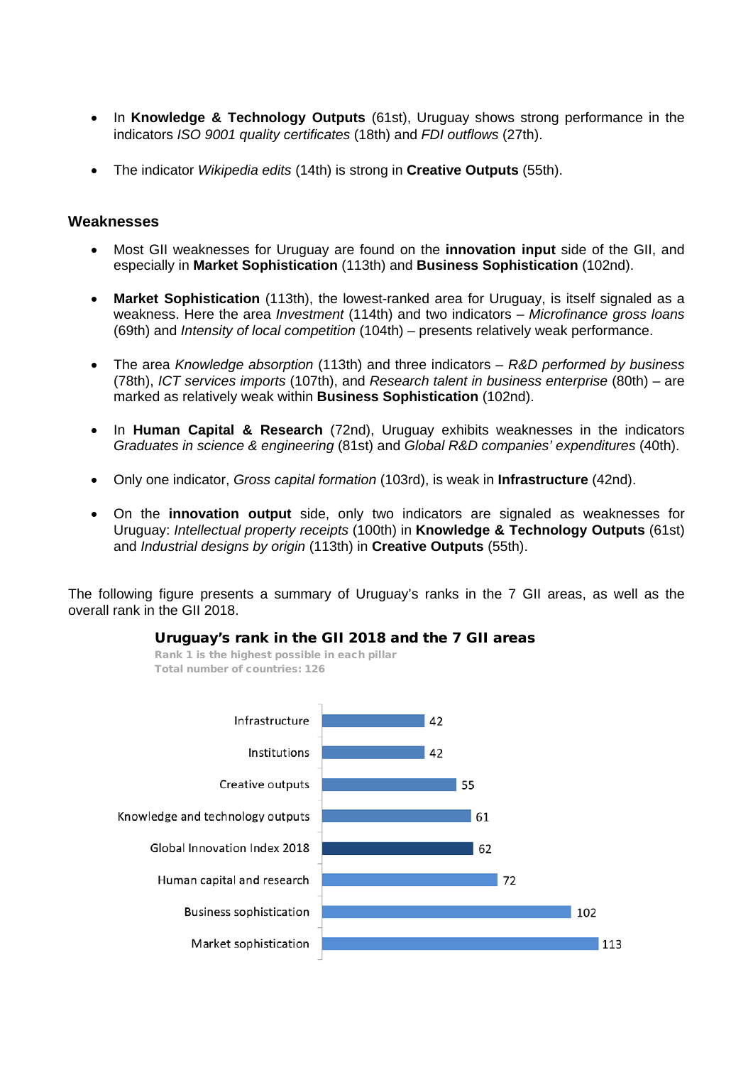- In **Knowledge & Technology Outputs** (61st), Uruguay shows strong performance in the indicators *ISO 9001 quality certificates* (18th) and *FDI outflows* (27th).

- The indicator *Wikipedia edits* (14th) is strong in **Creative Outputs** (55th).

### Weaknesses

- Most GII weaknesses for Uruguay are found on the **innovation input** side of the GII, and especially in **Market Sophistication** (113th) and **Business Sophistication** (102nd).

- **Market Sophistication** (113th), the lowest-ranked area for Uruguay, is itself signaled as a weakness. Here the area *Investment* (114th) and two indicators – *Microfinance gross loans* (69th) and *Intensity of local competition* (104th) – presents relatively weak performance.

- The area *Knowledge absorption* (113th) and three indicators – *R&D performed by business* (78th), *ICT services imports* (107th), and *Research talent in business enterprise* (80th) – are marked as relatively weak within **Business Sophistication** (102nd).

- In **Human Capital & Research** (72nd), Uruguay exhibits weaknesses in the indicators *Graduates in science & engineering* (81st) and *Global R&D companies' expenditures* (40th).

- Only one indicator, *Gross capital formation* (103rd), is weak in **Infrastructure** (42nd).

- On the **innovation output** side, only two indicators are signaled as weaknesses for Uruguay: *Intellectual property receipts* (100th) in **Knowledge & Technology Outputs** (61st) and *Industrial designs by origin* (113th) in **Creative Outputs** (55th).

The following figure presents a summary of Uruguay's ranks in the 7 GII areas, as well as the overall rank in the GII 2018.

**Uruguay's rank in the GII 2018 and the 7 GII areas**

Rank 1 is the highest possible in each pillar
Total number of countries: 126

| Area | Rank |
|---|---|
| Infrastructure | 42 |
| Institutions | 42 |
| Creative outputs | 55 |
| Knowledge and technology outputs | 61 |
| Global Innovation Index 2018 | 62 |
| Human capital and research | 72 |
| Business sophistication | 102 |
| Market sophistication | 113 |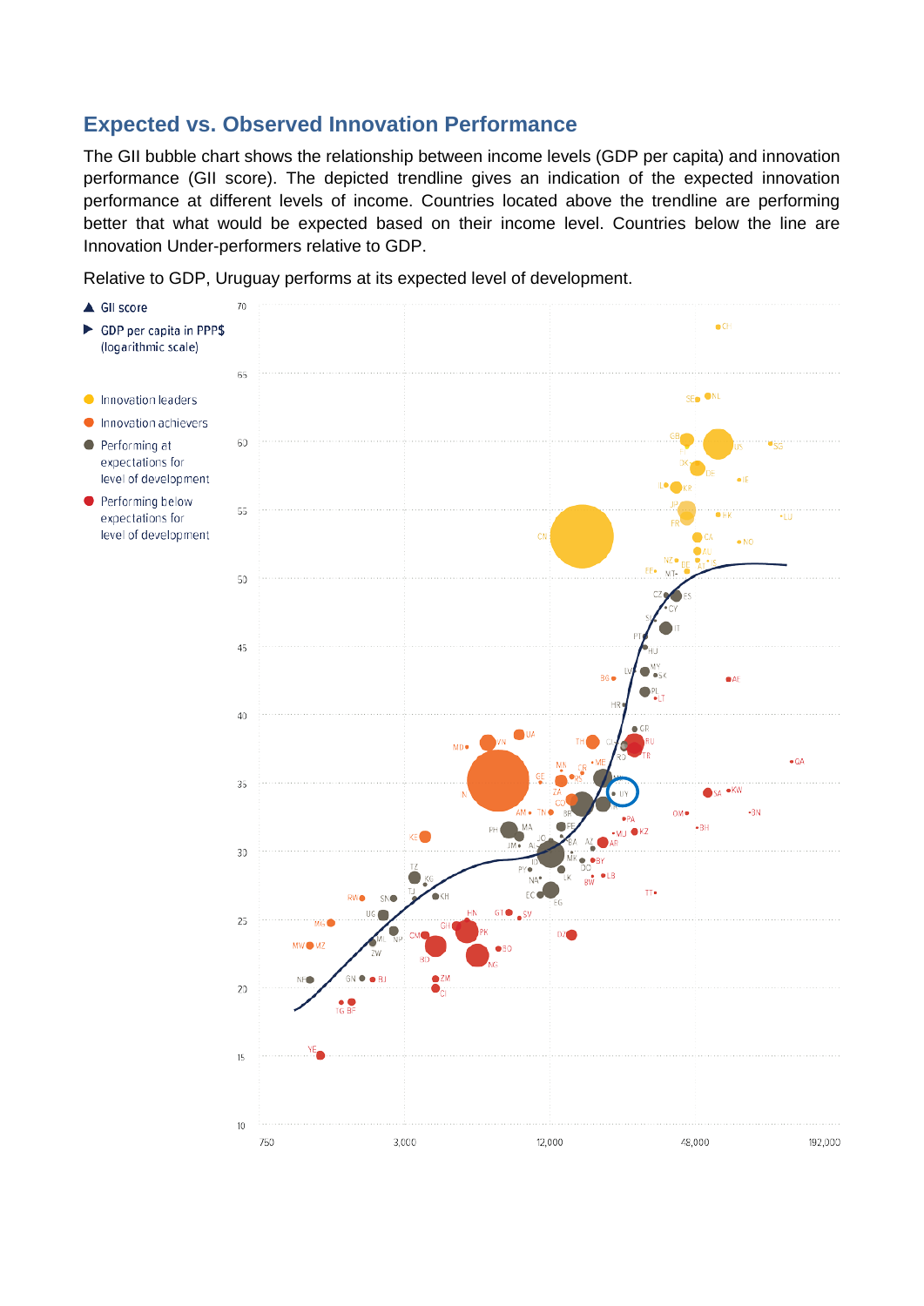## Expected vs. Observed Innovation Performance

The GII bubble chart shows the relationship between income levels (GDP per capita) and innovation performance (GII score). The depicted trendline gives an indication of the expected innovation performance at different levels of income. Countries located above the trendline are performing better that what would be expected based on their income level. Countries below the line are Innovation Under-performers relative to GDP.

Relative to GDP, Uruguay performs at its expected level of development.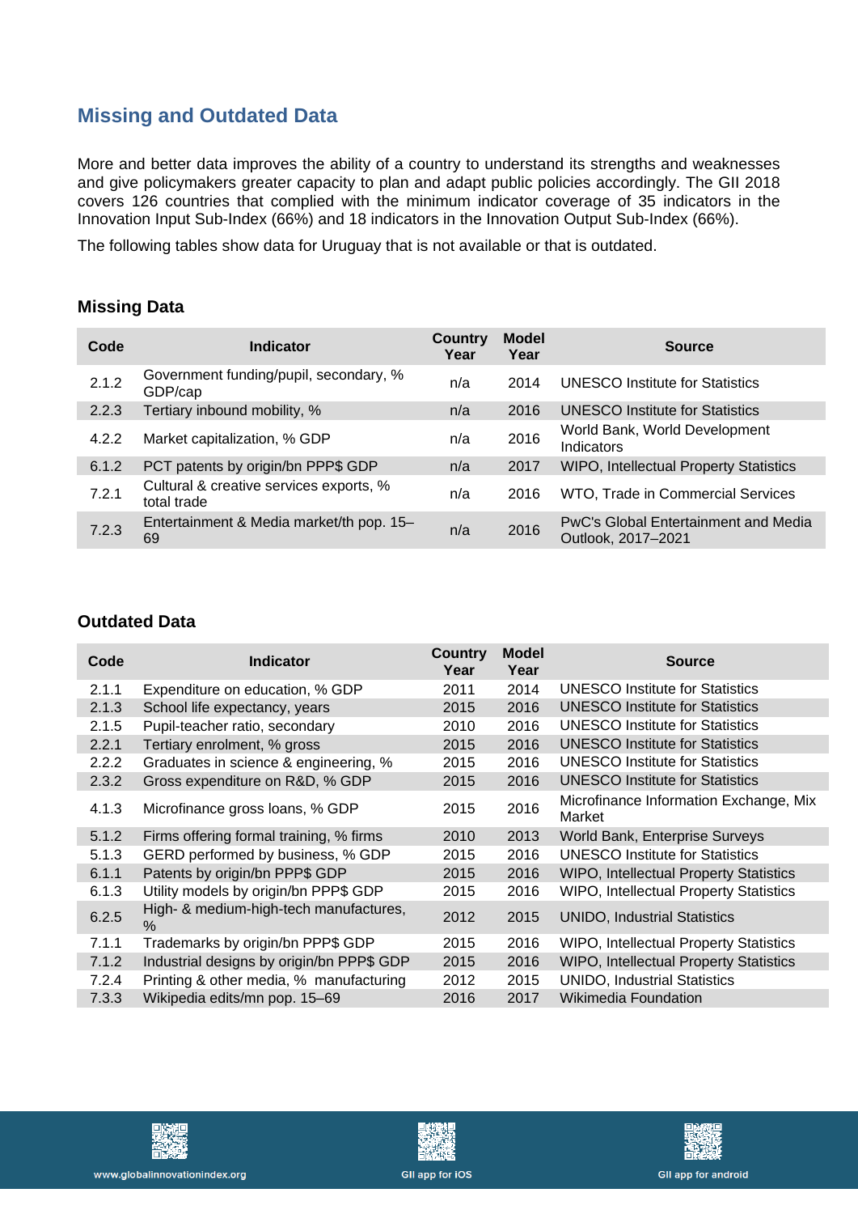## Missing and Outdated Data

More and better data improves the ability of a country to understand its strengths and weaknesses and give policymakers greater capacity to plan and adapt public policies accordingly. The GII 2018 covers 126 countries that complied with the minimum indicator coverage of 35 indicators in the Innovation Input Sub-Index (66%) and 18 indicators in the Innovation Output Sub-Index (66%).

The following tables show data for Uruguay that is not available or that is outdated.

### Missing Data

| Code | Indicator | Country Year | Model Year | Source |
|---|---|---|---|---|
| 2.1.2 | Government funding/pupil, secondary, % GDP/cap | n/a | 2014 | UNESCO Institute for Statistics |
| 2.2.3 | Tertiary inbound mobility, % | n/a | 2016 | UNESCO Institute for Statistics |
| 4.2.2 | Market capitalization, % GDP | n/a | 2016 | World Bank, World Development Indicators |
| 6.1.2 | PCT patents by origin/bn PPP$ GDP | n/a | 2017 | WIPO, Intellectual Property Statistics |
| 7.2.1 | Cultural & creative services exports, % total trade | n/a | 2016 | WTO, Trade in Commercial Services |
| 7.2.3 | Entertainment & Media market/th pop. 15–69 | n/a | 2016 | PwC's Global Entertainment and Media Outlook, 2017–2021 |

### Outdated Data

| Code | Indicator | Country Year | Model Year | Source |
|---|---|---|---|---|
| 2.1.1 | Expenditure on education, % GDP | 2011 | 2014 | UNESCO Institute for Statistics |
| 2.1.3 | School life expectancy, years | 2015 | 2016 | UNESCO Institute for Statistics |
| 2.1.5 | Pupil-teacher ratio, secondary | 2010 | 2016 | UNESCO Institute for Statistics |
| 2.2.1 | Tertiary enrolment, % gross | 2015 | 2016 | UNESCO Institute for Statistics |
| 2.2.2 | Graduates in science & engineering, % | 2015 | 2016 | UNESCO Institute for Statistics |
| 2.3.2 | Gross expenditure on R&D, % GDP | 2015 | 2016 | UNESCO Institute for Statistics |
| 4.1.3 | Microfinance gross loans, % GDP | 2015 | 2016 | Microfinance Information Exchange, Mix Market |
| 5.1.2 | Firms offering formal training, % firms | 2010 | 2013 | World Bank, Enterprise Surveys |
| 5.1.3 | GERD performed by business, % GDP | 2015 | 2016 | UNESCO Institute for Statistics |
| 6.1.1 | Patents by origin/bn PPP$ GDP | 2015 | 2016 | WIPO, Intellectual Property Statistics |
| 6.1.3 | Utility models by origin/bn PPP$ GDP | 2015 | 2016 | WIPO, Intellectual Property Statistics |
| 6.2.5 | High- & medium-high-tech manufactures, % | 2012 | 2015 | UNIDO, Industrial Statistics |
| 7.1.1 | Trademarks by origin/bn PPP$ GDP | 2015 | 2016 | WIPO, Intellectual Property Statistics |
| 7.1.2 | Industrial designs by origin/bn PPP$ GDP | 2015 | 2016 | WIPO, Intellectual Property Statistics |
| 7.2.4 | Printing & other media, % manufacturing | 2012 | 2015 | UNIDO, Industrial Statistics |
| 7.3.3 | Wikipedia edits/mn pop. 15–69 | 2016 | 2017 | Wikimedia Foundation |

www.globalinnovationindex.org GII app for iOS GII app for android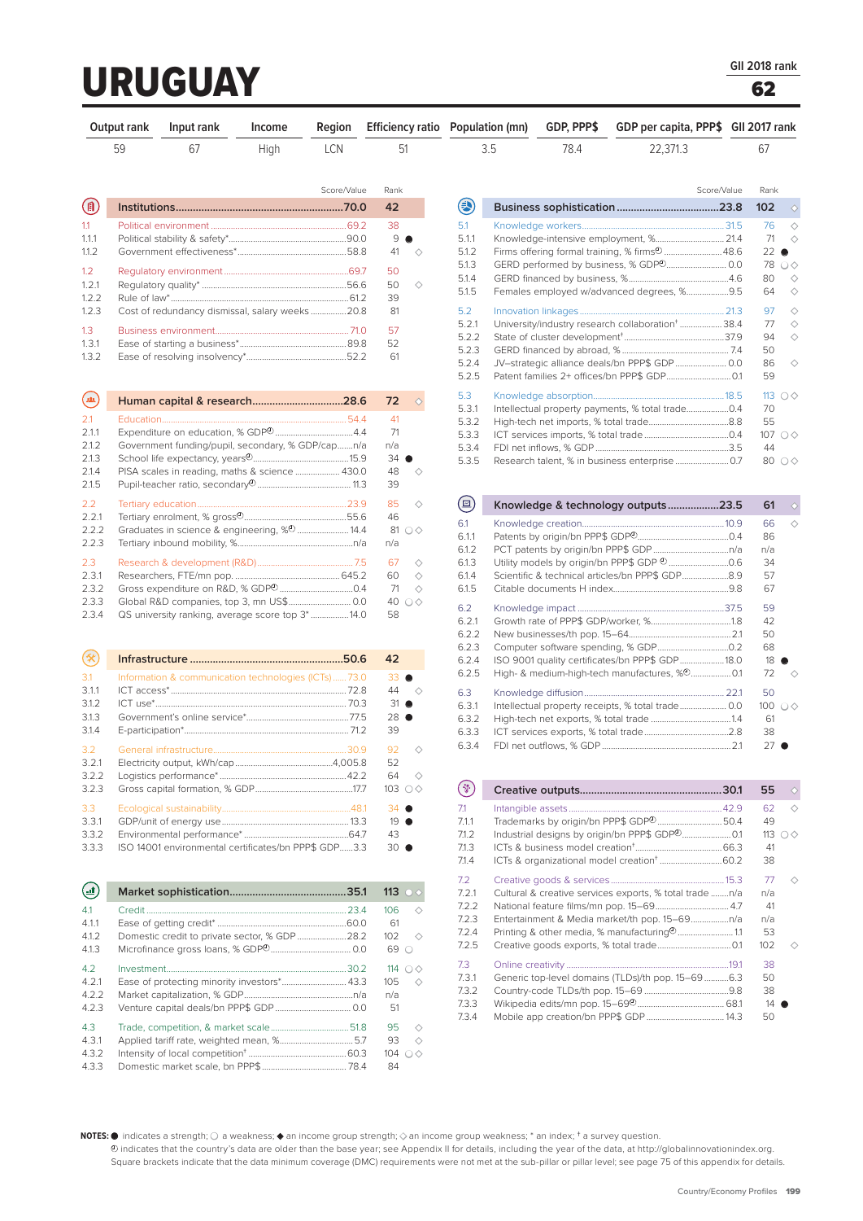# URUGUAY

GII 2018 rank

**62**

| Output rank | Input rank | Income | Region | Efficiency ratio | Population (mn) | GDP, PPP$ | GDP per capita, PPP$ | GII 2017 rank |
|---|---|---|---|---|---|---|---|---|
| 59 | 67 | High | LCN | 51 | 3.5 | 78.4 | 22,371.3 | 67 |

| | | Score/Value | Rank | |
|---|---|---|---|---|
| **1** | **Institutions** | **70.0** | **42** | |
| 1.1 | Political environment | 69.2 | 38 | |
| 1.1.1 | Political stability & safety* | 90.0 | 9 | ● |
| 1.1.2 | Government effectiveness* | 58.8 | 41 | ◇ |
| 1.2 | Regulatory environment | 69.7 | 50 | |
| 1.2.1 | Regulatory quality* | 56.6 | 50 | ◇ |
| 1.2.2 | Rule of law* | 61.2 | 39 | |
| 1.2.3 | Cost of redundancy dismissal, salary weeks | 20.8 | 81 | |
| 1.3 | Business environment | 71.0 | 57 | |
| 1.3.1 | Ease of starting a business* | 89.8 | 52 | |
| 1.3.2 | Ease of resolving insolvency* | 52.2 | 61 | |
| **2** | **Human capital & research** | **28.6** | **72** | ◇ |
| 2.1 | Education | 54.4 | 41 | |
| 2.1.1 | Expenditure on education, % GDP ⓓ | 4.4 | 71 | |
| 2.1.2 | Government funding/pupil, secondary, % GDP/cap | n/a | n/a | |
| 2.1.3 | School life expectancy, years ⓓ | 15.9 | 34 | ● |
| 2.1.4 | PISA scales in reading, maths & science | 430.0 | 48 | ◇ |
| 2.1.5 | Pupil-teacher ratio, secondary ⓓ | 11.3 | 39 | |
| 2.2 | Tertiary education | 23.9 | 85 | ◇ |
| 2.2.1 | Tertiary enrolment, % gross ⓓ | 55.6 | 46 | |
| 2.2.2 | Graduates in science & engineering, % ⓓ | 14.4 | 81 | ○ ◇ |
| 2.2.3 | Tertiary inbound mobility, % | n/a | n/a | |
| 2.3 | Research & development (R&D) | 7.5 | 67 | ◇ |
| 2.3.1 | Researchers, FTE/mn pop. | 645.2 | 60 | ◇ |
| 2.3.2 | Gross expenditure on R&D, % GDP ⓓ | 0.4 | 71 | ◇ |
| 2.3.3 | Global R&D companies, top 3, mn US$ | 0.0 | 40 | ○ ◇ |
| 2.3.4 | QS university ranking, average score top 3* | 14.0 | 58 | |
| **3** | **Infrastructure** | **50.6** | **42** | |
| 3.1 | Information & communication technologies (ICTs) | 73.0 | 33 | ● |
| 3.1.1 | ICT access* | 72.8 | 44 | |
| 3.1.2 | ICT use* | 70.3 | 31 | ● |
| 3.1.3 | Government's online service* | 77.5 | 28 | ● |
| 3.1.4 | E-participation* | 71.2 | 39 | |
| 3.2 | General infrastructure | 30.9 | 92 | ◇ |
| 3.2.1 | Electricity output, kWh/cap | 4,005.8 | 52 | |
| 3.2.2 | Logistics performance* | 42.2 | 64 | ◇ |
| 3.2.3 | Gross capital formation, % GDP | 17.7 | 103 | ○ ◇ |
| 3.3 | Ecological sustainability | 48.1 | 34 | ● |
| 3.3.1 | GDP/unit of energy use | 13.3 | 19 | ● |
| 3.3.2 | Environmental performance* | 64.7 | 43 | |
| 3.3.3 | ISO 14001 environmental certificates/bn PPP$ GDP | 3.3 | 30 | ● |
| **4** | **Market sophistication** | **35.1** | **113** | ○ ◇ |
| 4.1 | Credit | 23.4 | 106 | ◇ |
| 4.1.1 | Ease of getting credit* | 60.0 | 61 | |
| 4.1.2 | Domestic credit to private sector, % GDP | 28.2 | 102 | ◇ |
| 4.1.3 | Microfinance gross loans, % GDP ⓓ | 0.0 | 69 | ○ |
| 4.2 | Investment | 30.2 | 114 | ○ ◇ |
| 4.2.1 | Ease of protecting minority investors* | 43.3 | 105 | ◇ |
| 4.2.2 | Market capitalization, % GDP | n/a | n/a | |
| 4.2.3 | Venture capital deals/bn PPP$ GDP | 0.0 | 51 | |
| 4.3 | Trade, competition, & market scale | 51.8 | 95 | ◇ |
| 4.3.1 | Applied tariff rate, weighted mean, % | 5.7 | 93 | ◇ |
| 4.3.2 | Intensity of local competition† | 60.3 | 104 | ○ ◇ |
| 4.3.3 | Domestic market scale, bn PPP$ | 78.4 | 84 | |
| **5** | **Business sophistication** | **23.8** | **102** | ◇ |
| 5.1 | Knowledge workers | 31.5 | 76 | ◇ |
| 5.1.1 | Knowledge-intensive employment, % | 21.4 | 71 | ◇ |
| 5.1.2 | Firms offering formal training, % firms ⓓ | 48.6 | 22 | ● |
| 5.1.3 | GERD performed by business, % GDP ⓓ | 0.0 | 78 | ○ ◇ |
| 5.1.4 | GERD financed by business, % | 4.6 | 80 | ◇ |
| 5.1.5 | Females employed w/advanced degrees, % | 9.5 | 64 | ◇ |
| 5.2 | Innovation linkages | 21.3 | 97 | ◇ |
| 5.2.1 | University/industry research collaboration† | 38.4 | 77 | ◇ |
| 5.2.2 | State of cluster development† | 37.9 | 94 | ◇ |
| 5.2.3 | GERD financed by abroad, % | 7.4 | 50 | |
| 5.2.4 | JV–strategic alliance deals/bn PPP$ GDP | 0.0 | 86 | ◇ |
| 5.2.5 | Patent families 2+ offices/bn PPP$ GDP | 0.1 | 59 | |
| 5.3 | Knowledge absorption | 18.5 | 113 | ○ ◇ |
| 5.3.1 | Intellectual property payments, % total trade | 0.4 | 70 | |
| 5.3.2 | High-tech net imports, % total trade | 8.8 | 55 | |
| 5.3.3 | ICT services imports, % total trade | 0.4 | 107 | ○ ◇ |
| 5.3.4 | FDI net inflows, % GDP | 3.5 | 44 | |
| 5.3.5 | Research talent, % in business enterprise | 0.7 | 80 | ○ ◇ |
| **6** | **Knowledge & technology outputs** | **23.5** | **61** | ◇ |
| 6.1 | Knowledge creation | 10.9 | 66 | ◇ |
| 6.1.1 | Patents by origin/bn PPP$ GDP ⓓ | 0.4 | 86 | |
| 6.1.2 | PCT patents by origin/bn PPP$ GDP | n/a | n/a | |
| 6.1.3 | Utility models by origin/bn PPP$ GDP ⓓ | 0.6 | 34 | |
| 6.1.4 | Scientific & technical articles/bn PPP$ GDP | 8.9 | 57 | |
| 6.1.5 | Citable documents H index | 9.8 | 67 | |
| 6.2 | Knowledge impact | 37.5 | 59 | |
| 6.2.1 | Growth rate of PPP$ GDP/worker, % | 1.8 | 42 | |
| 6.2.2 | New businesses/th pop. 15–64 | 2.1 | 50 | |
| 6.2.3 | Computer software spending, % GDP | 0.2 | 68 | |
| 6.2.4 | ISO 9001 quality certificates/bn PPP$ GDP | 18.0 | 18 | ● |
| 6.2.5 | High- & medium-high-tech manufactures, % ⓓ | 0.1 | 72 | ◇ |
| 6.3 | Knowledge diffusion | 22.1 | 50 | |
| 6.3.1 | Intellectual property receipts, % total trade | 0.0 | 100 | ○ ◇ |
| 6.3.2 | High-tech net exports, % total trade | 1.4 | 61 | |
| 6.3.3 | ICT services exports, % total trade | 2.8 | 38 | |
| 6.3.4 | FDI net outflows, % GDP | 2.1 | 27 | ● |
| **7** | **Creative outputs** | **30.1** | **55** | ◇ |
| 7.1 | Intangible assets | 42.9 | 62 | ◇ |
| 7.1.1 | Trademarks by origin/bn PPP$ GDP ⓓ | 50.4 | 49 | |
| 7.1.2 | Industrial designs by origin/bn PPP$ GDP ⓓ | 0.1 | 113 | ○ ◇ |
| 7.1.3 | ICTs & business model creation† | 66.3 | 41 | |
| 7.1.4 | ICTs & organizational model creation† | 60.2 | 38 | |
| 7.2 | Creative goods & services | 15.3 | 77 | ◇ |
| 7.2.1 | Cultural & creative services exports, % total trade | n/a | n/a | |
| 7.2.2 | National feature films/mn pop. 15–69 | 4.7 | 41 | |
| 7.2.3 | Entertainment & Media market/th pop. 15–69 | n/a | n/a | |
| 7.2.4 | Printing & other media, % manufacturing ⓓ | 1.1 | 53 | |
| 7.2.5 | Creative goods exports, % total trade | 0.1 | 102 | ◇ |
| 7.3 | Online creativity | 19.1 | 38 | |
| 7.3.1 | Generic top-level domains (TLDs)/th pop. 15–69 | 6.3 | 50 | |
| 7.3.2 | Country-code TLDs/th pop. 15–69 | 9.8 | 38 | |
| 7.3.3 | Wikipedia edits/mn pop. 15–69 ⓓ | 68.1 | 14 | ● |
| 7.3.4 | Mobile app creation/bn PPP$ GDP | 14.3 | 50 | |

**NOTES:** ● indicates a strength; ○ a weakness; ◆ an income group strength; ◇ an income group weakness; * an index; † a survey question.
ⓓ indicates that the country's data are older than the base year; see Appendix II for details, including the year of the data, at http://globalinnovationindex.org.
Square brackets indicate that the data minimum coverage (DMC) requirements were not met at the sub-pillar or pillar level; see page 75 of this appendix for details.